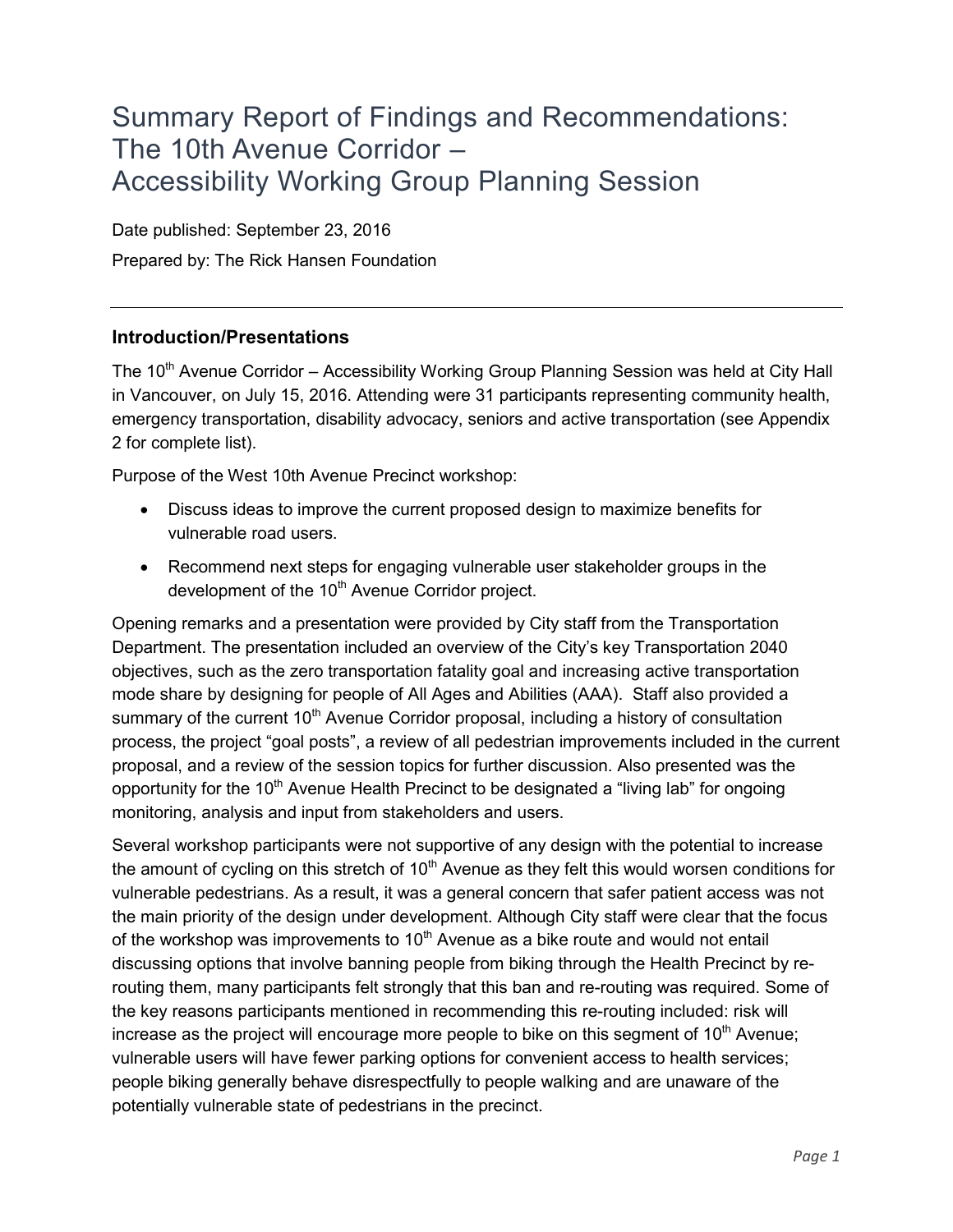# Summary Report of Findings and Recommendations: The 10th Avenue Corridor – Accessibility Working Group Planning Session

Date published: September 23, 2016

Prepared by: The Rick Hansen Foundation

---

## Introduction/Presentations

The 10th Avenue Corridor – Accessibility Working Group Planning Session was held at City Hall in Vancouver, on July 15, 2016. Attending were 31 participants representing community health, emergency transportation, disability advocacy, seniors and active transportation (see Appendix 2 for complete list).

Purpose of the West 10th Avenue Precinct workshop:

- Discuss ideas to improve the current proposed design to maximize benefits for vulnerable road users.
- Recommend next steps for engaging vulnerable user stakeholder groups in the development of the 10th Avenue Corridor project.

Opening remarks and a presentation were provided by City staff from the Transportation Department. The presentation included an overview of the City's key Transportation 2040 objectives, such as the zero transportation fatality goal and increasing active transportation mode share by designing for people of All Ages and Abilities (AAA). Staff also provided a summary of the current 10th Avenue Corridor proposal, including a history of consultation process, the project "goal posts", a review of all pedestrian improvements included in the current proposal, and a review of the session topics for further discussion. Also presented was the opportunity for the 10th Avenue Health Precinct to be designated a "living lab" for ongoing monitoring, analysis and input from stakeholders and users.

Several workshop participants were not supportive of any design with the potential to increase the amount of cycling on this stretch of 10th Avenue as they felt this would worsen conditions for vulnerable pedestrians. As a result, it was a general concern that safer patient access was not the main priority of the design under development. Although City staff were clear that the focus of the workshop was improvements to 10th Avenue as a bike route and would not entail discussing options that involve banning people from biking through the Health Precinct by re-routing them, many participants felt strongly that this ban and re-routing was required. Some of the key reasons participants mentioned in recommending this re-routing included: risk will increase as the project will encourage more people to bike on this segment of 10th Avenue; vulnerable users will have fewer parking options for convenient access to health services; people biking generally behave disrespectfully to people walking and are unaware of the potentially vulnerable state of pedestrians in the precinct.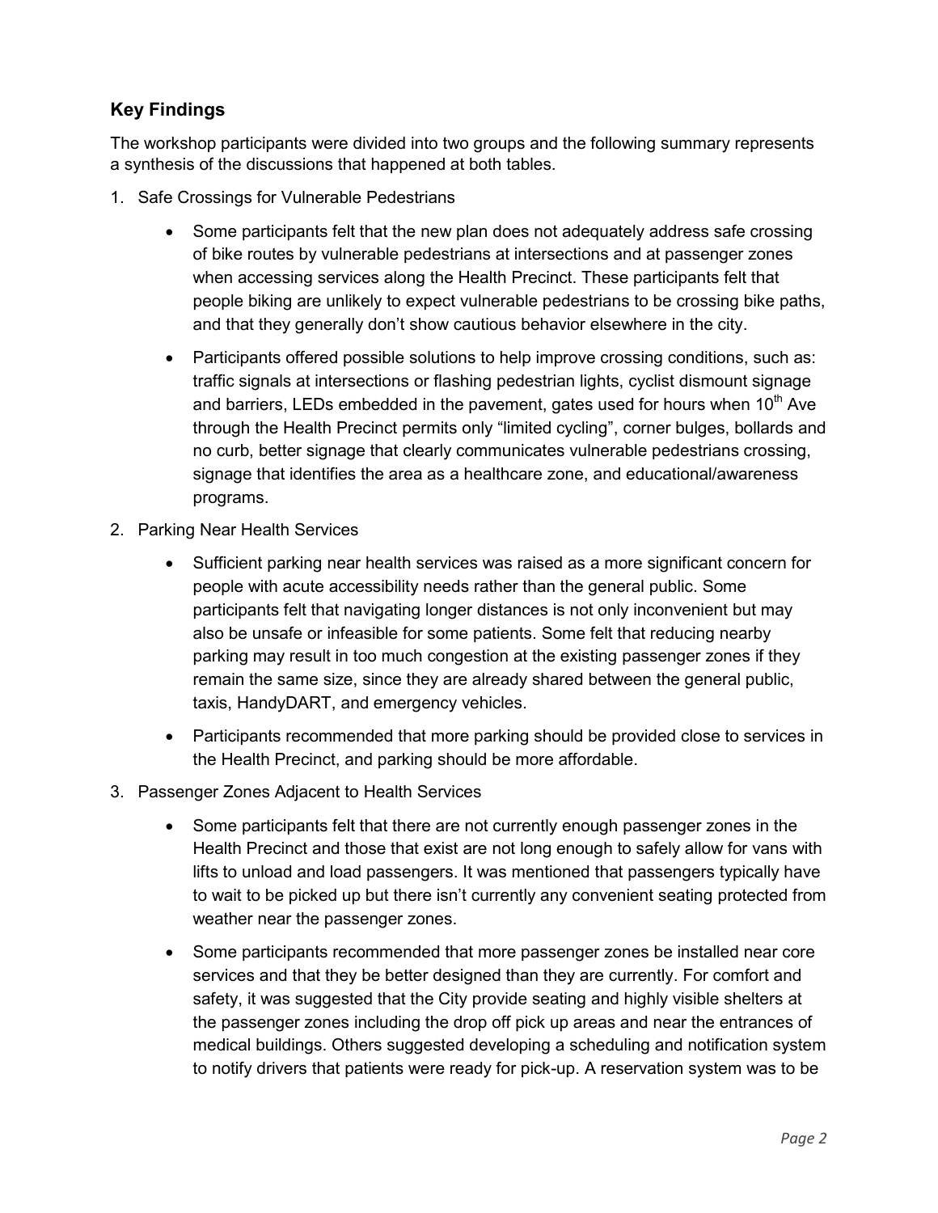## Key Findings

The workshop participants were divided into two groups and the following summary represents a synthesis of the discussions that happened at both tables.

1. Safe Crossings for Vulnerable Pedestrians

    - Some participants felt that the new plan does not adequately address safe crossing of bike routes by vulnerable pedestrians at intersections and at passenger zones when accessing services along the Health Precinct. These participants felt that people biking are unlikely to expect vulnerable pedestrians to be crossing bike paths, and that they generally don't show cautious behavior elsewhere in the city.
    - Participants offered possible solutions to help improve crossing conditions, such as: traffic signals at intersections or flashing pedestrian lights, cyclist dismount signage and barriers, LEDs embedded in the pavement, gates used for hours when 10th Ave through the Health Precinct permits only "limited cycling", corner bulges, bollards and no curb, better signage that clearly communicates vulnerable pedestrians crossing, signage that identifies the area as a healthcare zone, and educational/awareness programs.

2. Parking Near Health Services

    - Sufficient parking near health services was raised as a more significant concern for people with acute accessibility needs rather than the general public. Some participants felt that navigating longer distances is not only inconvenient but may also be unsafe or infeasible for some patients. Some felt that reducing nearby parking may result in too much congestion at the existing passenger zones if they remain the same size, since they are already shared between the general public, taxis, HandyDART, and emergency vehicles.
    - Participants recommended that more parking should be provided close to services in the Health Precinct, and parking should be more affordable.

3. Passenger Zones Adjacent to Health Services

    - Some participants felt that there are not currently enough passenger zones in the Health Precinct and those that exist are not long enough to safely allow for vans with lifts to unload and load passengers. It was mentioned that passengers typically have to wait to be picked up but there isn't currently any convenient seating protected from weather near the passenger zones.
    - Some participants recommended that more passenger zones be installed near core services and that they be better designed than they are currently. For comfort and safety, it was suggested that the City provide seating and highly visible shelters at the passenger zones including the drop off pick up areas and near the entrances of medical buildings. Others suggested developing a scheduling and notification system to notify drivers that patients were ready for pick-up. A reservation system was to be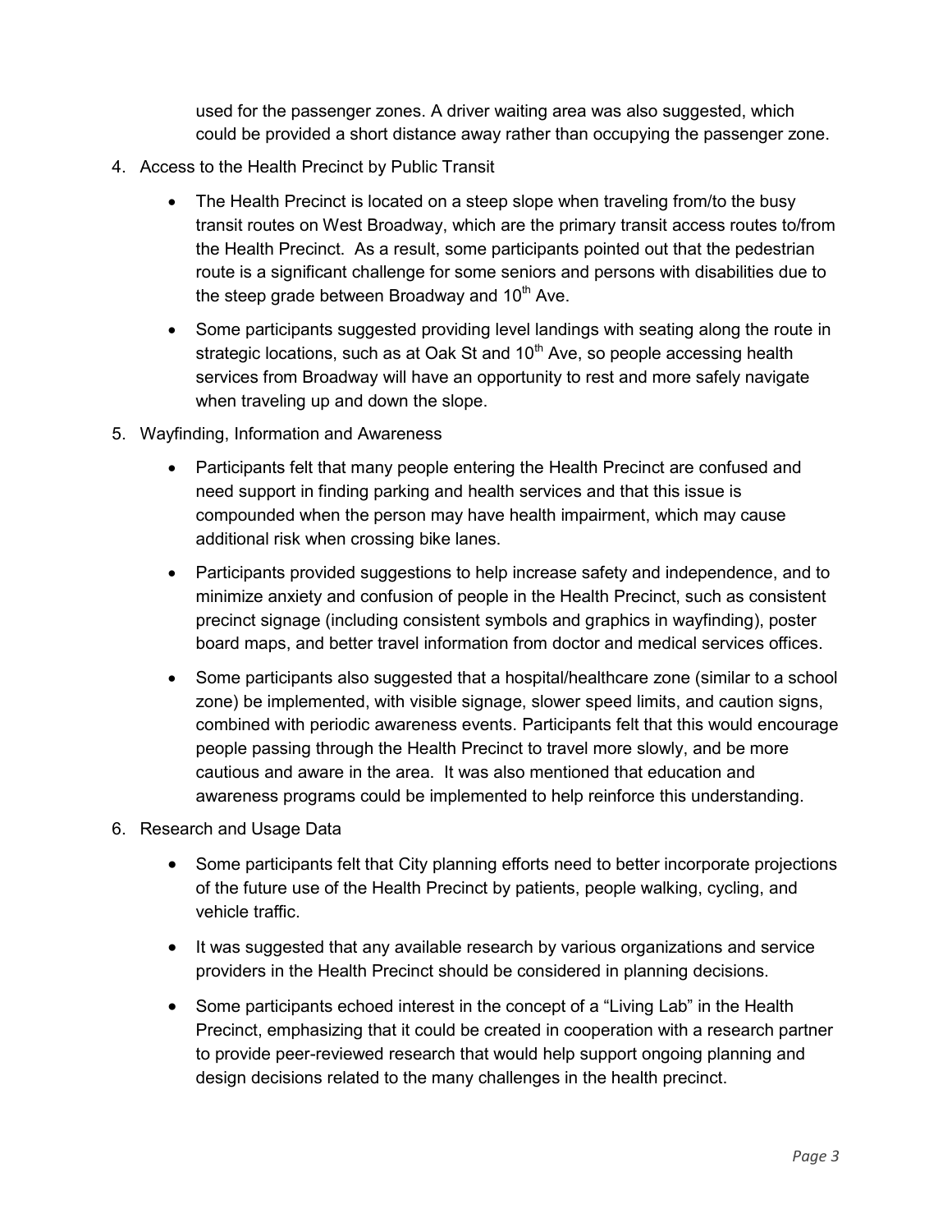used for the passenger zones. A driver waiting area was also suggested, which could be provided a short distance away rather than occupying the passenger zone.

4. Access to the Health Precinct by Public Transit

    - The Health Precinct is located on a steep slope when traveling from/to the busy transit routes on West Broadway, which are the primary transit access routes to/from the Health Precinct. As a result, some participants pointed out that the pedestrian route is a significant challenge for some seniors and persons with disabilities due to the steep grade between Broadway and 10th Ave.
    - Some participants suggested providing level landings with seating along the route in strategic locations, such as at Oak St and 10th Ave, so people accessing health services from Broadway will have an opportunity to rest and more safely navigate when traveling up and down the slope.

5. Wayfinding, Information and Awareness

    - Participants felt that many people entering the Health Precinct are confused and need support in finding parking and health services and that this issue is compounded when the person may have health impairment, which may cause additional risk when crossing bike lanes.
    - Participants provided suggestions to help increase safety and independence, and to minimize anxiety and confusion of people in the Health Precinct, such as consistent precinct signage (including consistent symbols and graphics in wayfinding), poster board maps, and better travel information from doctor and medical services offices.
    - Some participants also suggested that a hospital/healthcare zone (similar to a school zone) be implemented, with visible signage, slower speed limits, and caution signs, combined with periodic awareness events. Participants felt that this would encourage people passing through the Health Precinct to travel more slowly, and be more cautious and aware in the area. It was also mentioned that education and awareness programs could be implemented to help reinforce this understanding.

6. Research and Usage Data

    - Some participants felt that City planning efforts need to better incorporate projections of the future use of the Health Precinct by patients, people walking, cycling, and vehicle traffic.
    - It was suggested that any available research by various organizations and service providers in the Health Precinct should be considered in planning decisions.
    - Some participants echoed interest in the concept of a "Living Lab" in the Health Precinct, emphasizing that it could be created in cooperation with a research partner to provide peer-reviewed research that would help support ongoing planning and design decisions related to the many challenges in the health precinct.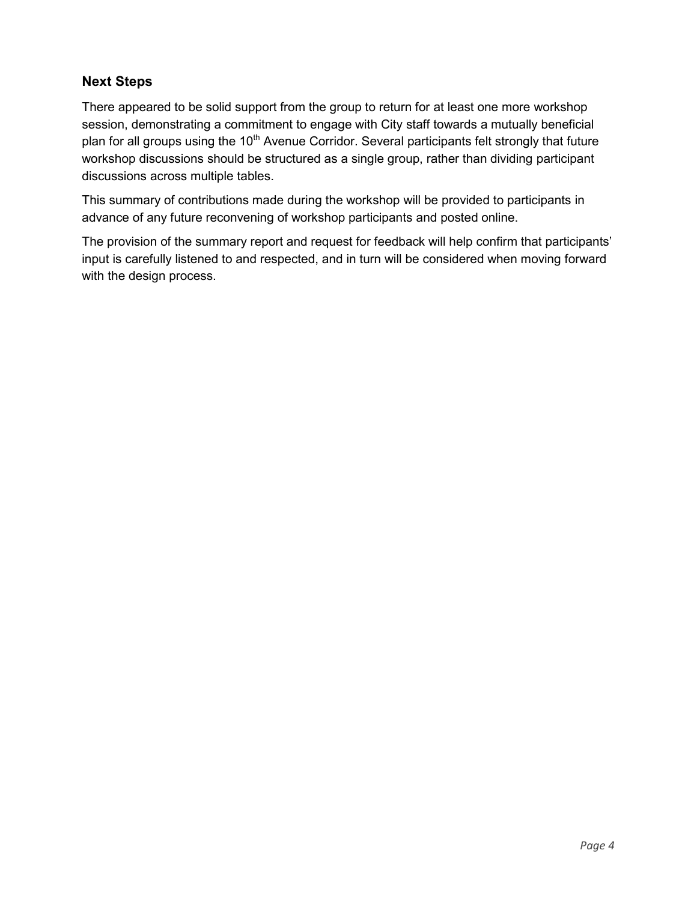## Next Steps

There appeared to be solid support from the group to return for at least one more workshop session, demonstrating a commitment to engage with City staff towards a mutually beneficial plan for all groups using the 10th Avenue Corridor. Several participants felt strongly that future workshop discussions should be structured as a single group, rather than dividing participant discussions across multiple tables.

This summary of contributions made during the workshop will be provided to participants in advance of any future reconvening of workshop participants and posted online.

The provision of the summary report and request for feedback will help confirm that participants' input is carefully listened to and respected, and in turn will be considered when moving forward with the design process.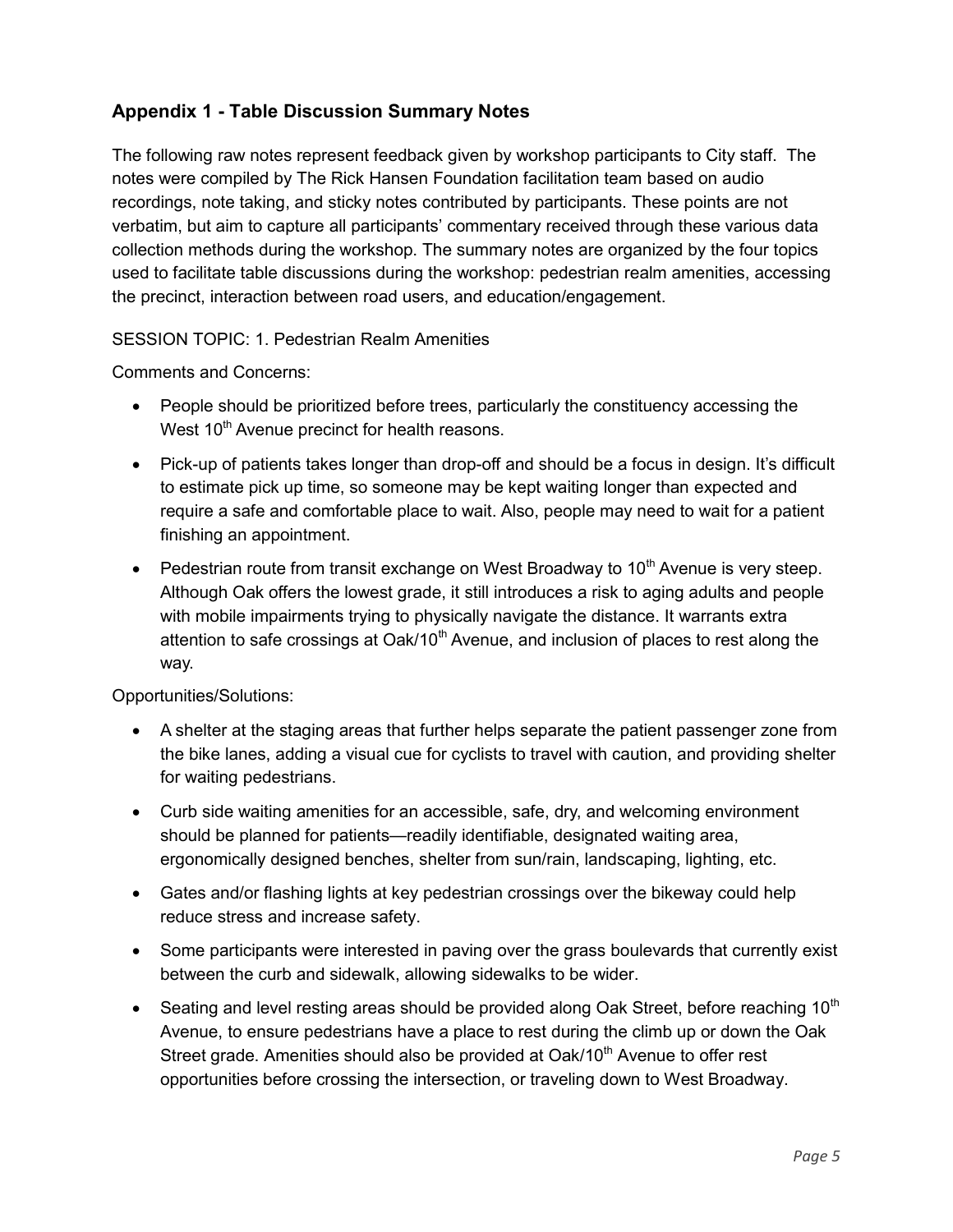## Appendix 1 - Table Discussion Summary Notes

The following raw notes represent feedback given by workshop participants to City staff. The notes were compiled by The Rick Hansen Foundation facilitation team based on audio recordings, note taking, and sticky notes contributed by participants. These points are not verbatim, but aim to capture all participants' commentary received through these various data collection methods during the workshop. The summary notes are organized by the four topics used to facilitate table discussions during the workshop: pedestrian realm amenities, accessing the precinct, interaction between road users, and education/engagement.

SESSION TOPIC: 1. Pedestrian Realm Amenities

Comments and Concerns:

- People should be prioritized before trees, particularly the constituency accessing the West 10th Avenue precinct for health reasons.
- Pick-up of patients takes longer than drop-off and should be a focus in design. It's difficult to estimate pick up time, so someone may be kept waiting longer than expected and require a safe and comfortable place to wait. Also, people may need to wait for a patient finishing an appointment.
- Pedestrian route from transit exchange on West Broadway to 10th Avenue is very steep. Although Oak offers the lowest grade, it still introduces a risk to aging adults and people with mobile impairments trying to physically navigate the distance. It warrants extra attention to safe crossings at Oak/10th Avenue, and inclusion of places to rest along the way.

Opportunities/Solutions:

- A shelter at the staging areas that further helps separate the patient passenger zone from the bike lanes, adding a visual cue for cyclists to travel with caution, and providing shelter for waiting pedestrians.
- Curb side waiting amenities for an accessible, safe, dry, and welcoming environment should be planned for patients—readily identifiable, designated waiting area, ergonomically designed benches, shelter from sun/rain, landscaping, lighting, etc.
- Gates and/or flashing lights at key pedestrian crossings over the bikeway could help reduce stress and increase safety.
- Some participants were interested in paving over the grass boulevards that currently exist between the curb and sidewalk, allowing sidewalks to be wider.
- Seating and level resting areas should be provided along Oak Street, before reaching 10th Avenue, to ensure pedestrians have a place to rest during the climb up or down the Oak Street grade. Amenities should also be provided at Oak/10th Avenue to offer rest opportunities before crossing the intersection, or traveling down to West Broadway.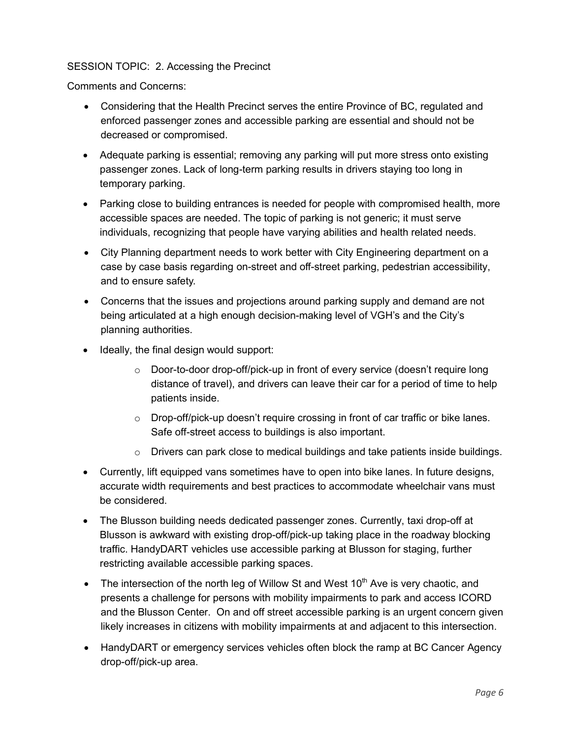SESSION TOPIC: 2. Accessing the Precinct

Comments and Concerns:

- Considering that the Health Precinct serves the entire Province of BC, regulated and enforced passenger zones and accessible parking are essential and should not be decreased or compromised.
- Adequate parking is essential; removing any parking will put more stress onto existing passenger zones. Lack of long-term parking results in drivers staying too long in temporary parking.
- Parking close to building entrances is needed for people with compromised health, more accessible spaces are needed. The topic of parking is not generic; it must serve individuals, recognizing that people have varying abilities and health related needs.
- City Planning department needs to work better with City Engineering department on a case by case basis regarding on-street and off-street parking, pedestrian accessibility, and to ensure safety.
- Concerns that the issues and projections around parking supply and demand are not being articulated at a high enough decision-making level of VGH's and the City's planning authorities.
- Ideally, the final design would support:
  - Door-to-door drop-off/pick-up in front of every service (doesn't require long distance of travel), and drivers can leave their car for a period of time to help patients inside.
  - Drop-off/pick-up doesn't require crossing in front of car traffic or bike lanes. Safe off-street access to buildings is also important.
  - Drivers can park close to medical buildings and take patients inside buildings.
- Currently, lift equipped vans sometimes have to open into bike lanes. In future designs, accurate width requirements and best practices to accommodate wheelchair vans must be considered.
- The Blusson building needs dedicated passenger zones. Currently, taxi drop-off at Blusson is awkward with existing drop-off/pick-up taking place in the roadway blocking traffic. HandyDART vehicles use accessible parking at Blusson for staging, further restricting available accessible parking spaces.
- The intersection of the north leg of Willow St and West 10th Ave is very chaotic, and presents a challenge for persons with mobility impairments to park and access ICORD and the Blusson Center. On and off street accessible parking is an urgent concern given likely increases in citizens with mobility impairments at and adjacent to this intersection.
- HandyDART or emergency services vehicles often block the ramp at BC Cancer Agency drop-off/pick-up area.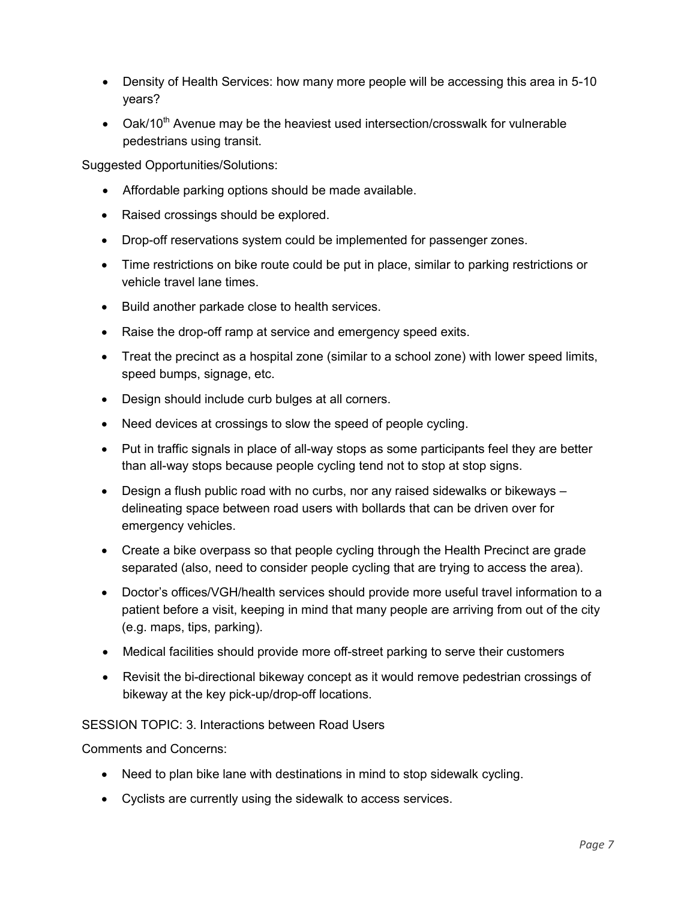- Density of Health Services: how many more people will be accessing this area in 5-10 years?
- Oak/10$^{th}$ Avenue may be the heaviest used intersection/crosswalk for vulnerable pedestrians using transit.

Suggested Opportunities/Solutions:

- Affordable parking options should be made available.
- Raised crossings should be explored.
- Drop-off reservations system could be implemented for passenger zones.
- Time restrictions on bike route could be put in place, similar to parking restrictions or vehicle travel lane times.
- Build another parkade close to health services.
- Raise the drop-off ramp at service and emergency speed exits.
- Treat the precinct as a hospital zone (similar to a school zone) with lower speed limits, speed bumps, signage, etc.
- Design should include curb bulges at all corners.
- Need devices at crossings to slow the speed of people cycling.
- Put in traffic signals in place of all-way stops as some participants feel they are better than all-way stops because people cycling tend not to stop at stop signs.
- Design a flush public road with no curbs, nor any raised sidewalks or bikeways – delineating space between road users with bollards that can be driven over for emergency vehicles.
- Create a bike overpass so that people cycling through the Health Precinct are grade separated (also, need to consider people cycling that are trying to access the area).
- Doctor's offices/VGH/health services should provide more useful travel information to a patient before a visit, keeping in mind that many people are arriving from out of the city (e.g. maps, tips, parking).
- Medical facilities should provide more off-street parking to serve their customers
- Revisit the bi-directional bikeway concept as it would remove pedestrian crossings of bikeway at the key pick-up/drop-off locations.

SESSION TOPIC: 3. Interactions between Road Users

Comments and Concerns:

- Need to plan bike lane with destinations in mind to stop sidewalk cycling.
- Cyclists are currently using the sidewalk to access services.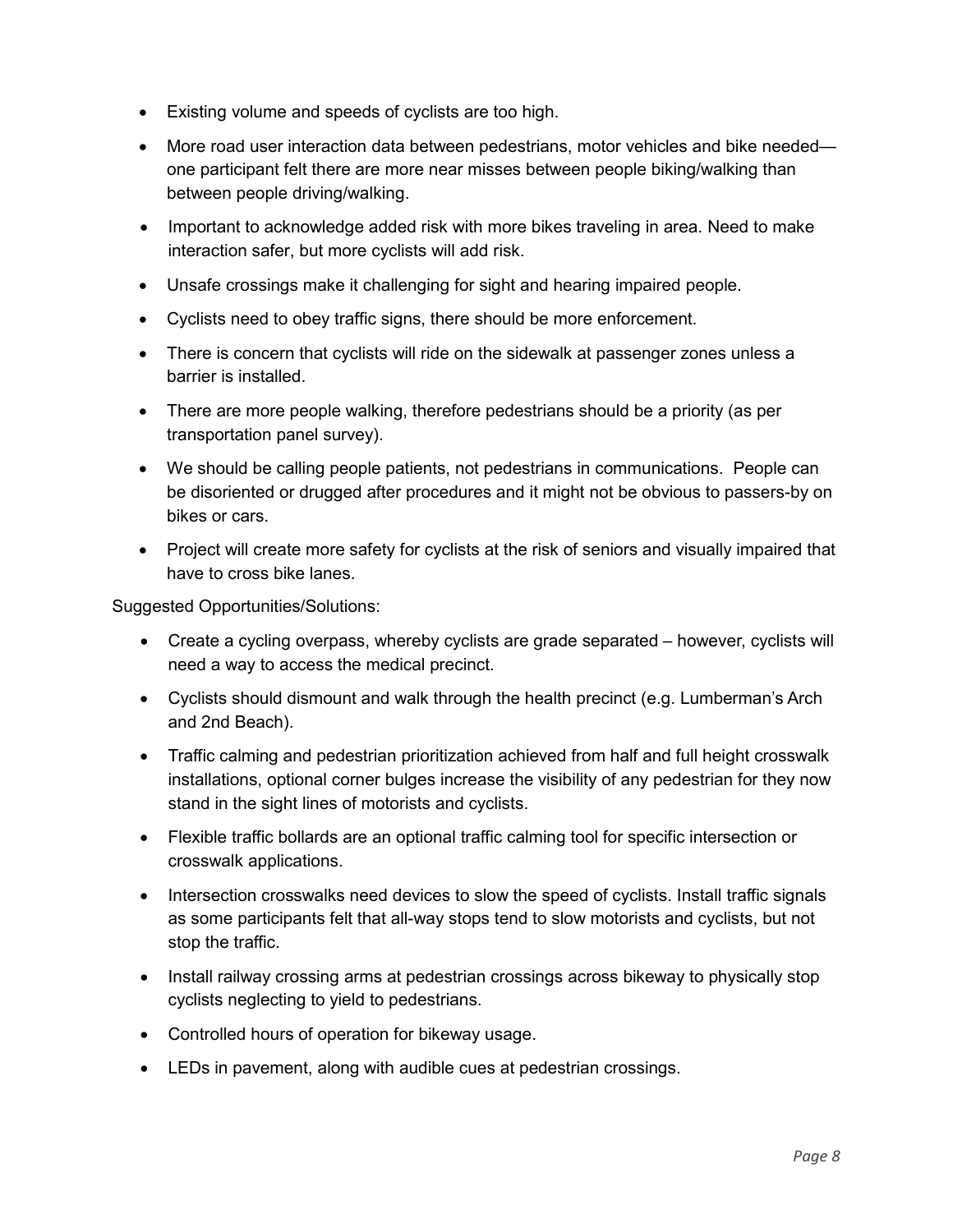- Existing volume and speeds of cyclists are too high.
- More road user interaction data between pedestrians, motor vehicles and bike needed—one participant felt there are more near misses between people biking/walking than between people driving/walking.
- Important to acknowledge added risk with more bikes traveling in area. Need to make interaction safer, but more cyclists will add risk.
- Unsafe crossings make it challenging for sight and hearing impaired people.
- Cyclists need to obey traffic signs, there should be more enforcement.
- There is concern that cyclists will ride on the sidewalk at passenger zones unless a barrier is installed.
- There are more people walking, therefore pedestrians should be a priority (as per transportation panel survey).
- We should be calling people patients, not pedestrians in communications. People can be disoriented or drugged after procedures and it might not be obvious to passers-by on bikes or cars.
- Project will create more safety for cyclists at the risk of seniors and visually impaired that have to cross bike lanes.

Suggested Opportunities/Solutions:

- Create a cycling overpass, whereby cyclists are grade separated – however, cyclists will need a way to access the medical precinct.
- Cyclists should dismount and walk through the health precinct (e.g. Lumberman's Arch and 2nd Beach).
- Traffic calming and pedestrian prioritization achieved from half and full height crosswalk installations, optional corner bulges increase the visibility of any pedestrian for they now stand in the sight lines of motorists and cyclists.
- Flexible traffic bollards are an optional traffic calming tool for specific intersection or crosswalk applications.
- Intersection crosswalks need devices to slow the speed of cyclists. Install traffic signals as some participants felt that all-way stops tend to slow motorists and cyclists, but not stop the traffic.
- Install railway crossing arms at pedestrian crossings across bikeway to physically stop cyclists neglecting to yield to pedestrians.
- Controlled hours of operation for bikeway usage.
- LEDs in pavement, along with audible cues at pedestrian crossings.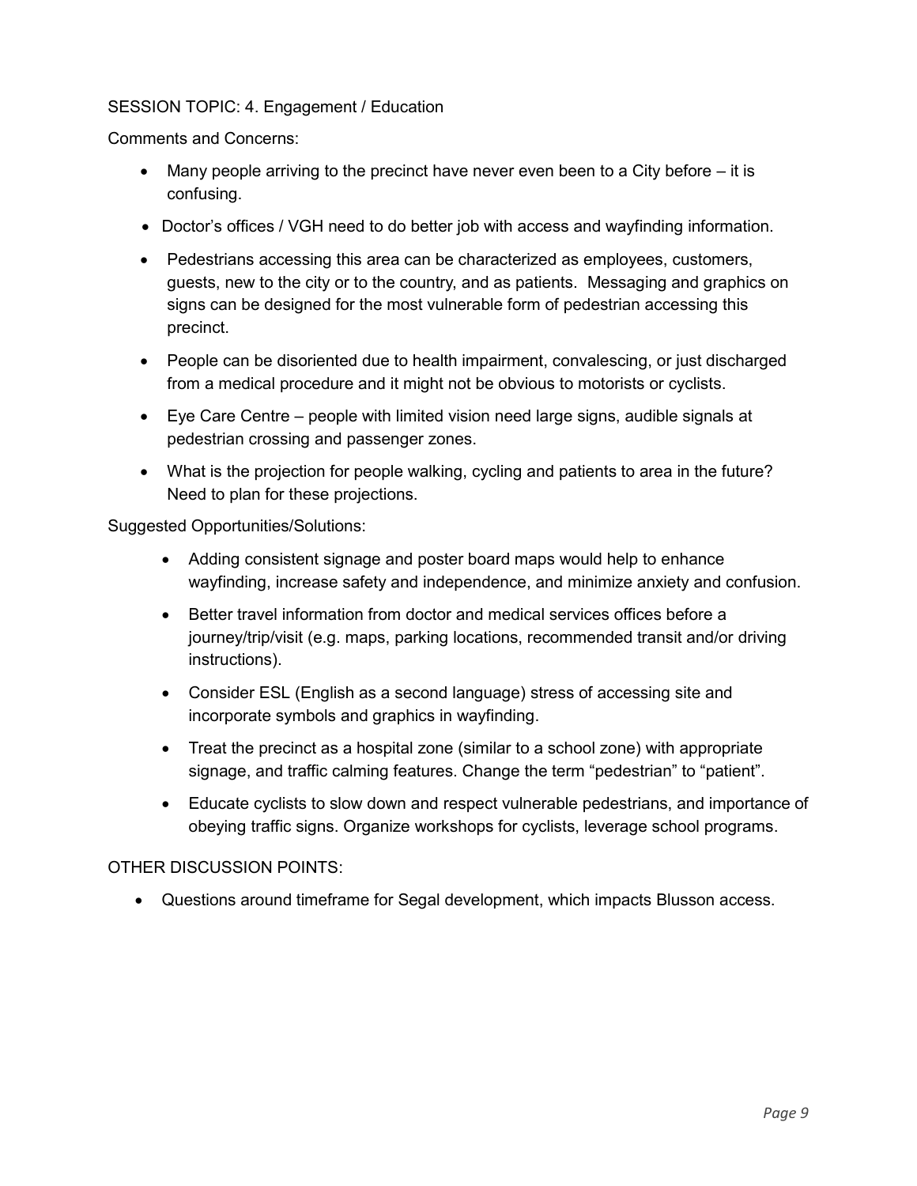SESSION TOPIC: 4. Engagement / Education

Comments and Concerns:

- Many people arriving to the precinct have never even been to a City before – it is confusing.
- Doctor's offices / VGH need to do better job with access and wayfinding information.
- Pedestrians accessing this area can be characterized as employees, customers, guests, new to the city or to the country, and as patients. Messaging and graphics on signs can be designed for the most vulnerable form of pedestrian accessing this precinct.
- People can be disoriented due to health impairment, convalescing, or just discharged from a medical procedure and it might not be obvious to motorists or cyclists.
- Eye Care Centre – people with limited vision need large signs, audible signals at pedestrian crossing and passenger zones.
- What is the projection for people walking, cycling and patients to area in the future? Need to plan for these projections.

Suggested Opportunities/Solutions:

- Adding consistent signage and poster board maps would help to enhance wayfinding, increase safety and independence, and minimize anxiety and confusion.
- Better travel information from doctor and medical services offices before a journey/trip/visit (e.g. maps, parking locations, recommended transit and/or driving instructions).
- Consider ESL (English as a second language) stress of accessing site and incorporate symbols and graphics in wayfinding.
- Treat the precinct as a hospital zone (similar to a school zone) with appropriate signage, and traffic calming features. Change the term "pedestrian" to "patient".
- Educate cyclists to slow down and respect vulnerable pedestrians, and importance of obeying traffic signs. Organize workshops for cyclists, leverage school programs.

OTHER DISCUSSION POINTS:

- Questions around timeframe for Segal development, which impacts Blusson access.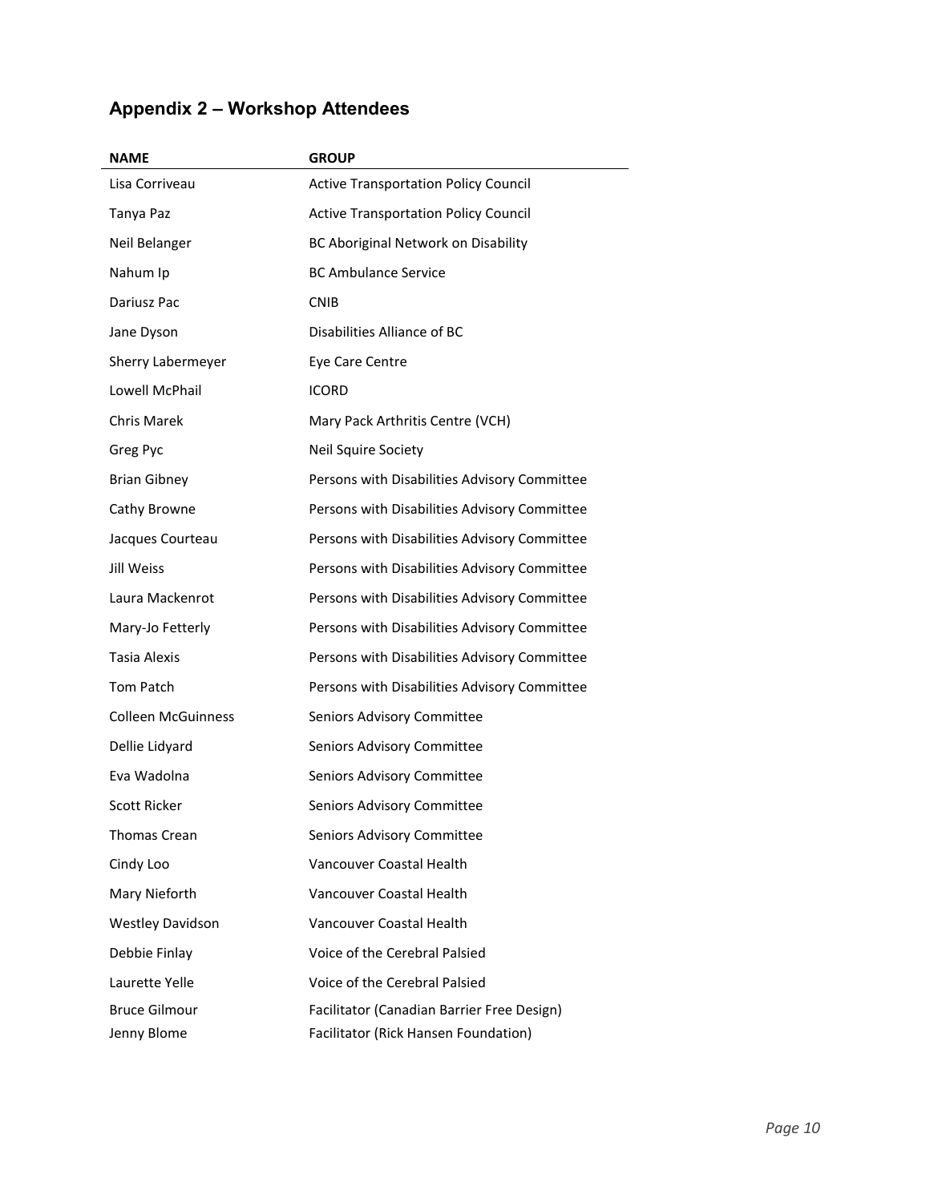## Appendix 2 – Workshop Attendees

| NAME | GROUP |
|---|---|
| Lisa Corriveau | Active Transportation Policy Council |
| Tanya Paz | Active Transportation Policy Council |
| Neil Belanger | BC Aboriginal Network on Disability |
| Nahum Ip | BC Ambulance Service |
| Dariusz Pac | CNIB |
| Jane Dyson | Disabilities Alliance of BC |
| Sherry Labermeyer | Eye Care Centre |
| Lowell McPhail | ICORD |
| Chris Marek | Mary Pack Arthritis Centre (VCH) |
| Greg Pyc | Neil Squire Society |
| Brian Gibney | Persons with Disabilities Advisory Committee |
| Cathy Browne | Persons with Disabilities Advisory Committee |
| Jacques Courteau | Persons with Disabilities Advisory Committee |
| Jill Weiss | Persons with Disabilities Advisory Committee |
| Laura Mackenrot | Persons with Disabilities Advisory Committee |
| Mary-Jo Fetterly | Persons with Disabilities Advisory Committee |
| Tasia Alexis | Persons with Disabilities Advisory Committee |
| Tom Patch | Persons with Disabilities Advisory Committee |
| Colleen McGuinness | Seniors Advisory Committee |
| Dellie Lidyard | Seniors Advisory Committee |
| Eva Wadolna | Seniors Advisory Committee |
| Scott Ricker | Seniors Advisory Committee |
| Thomas Crean | Seniors Advisory Committee |
| Cindy Loo | Vancouver Coastal Health |
| Mary Nieforth | Vancouver Coastal Health |
| Westley Davidson | Vancouver Coastal Health |
| Debbie Finlay | Voice of the Cerebral Palsied |
| Laurette Yelle | Voice of the Cerebral Palsied |
| Bruce Gilmour | Facilitator (Canadian Barrier Free Design) |
| Jenny Blome | Facilitator (Rick Hansen Foundation) |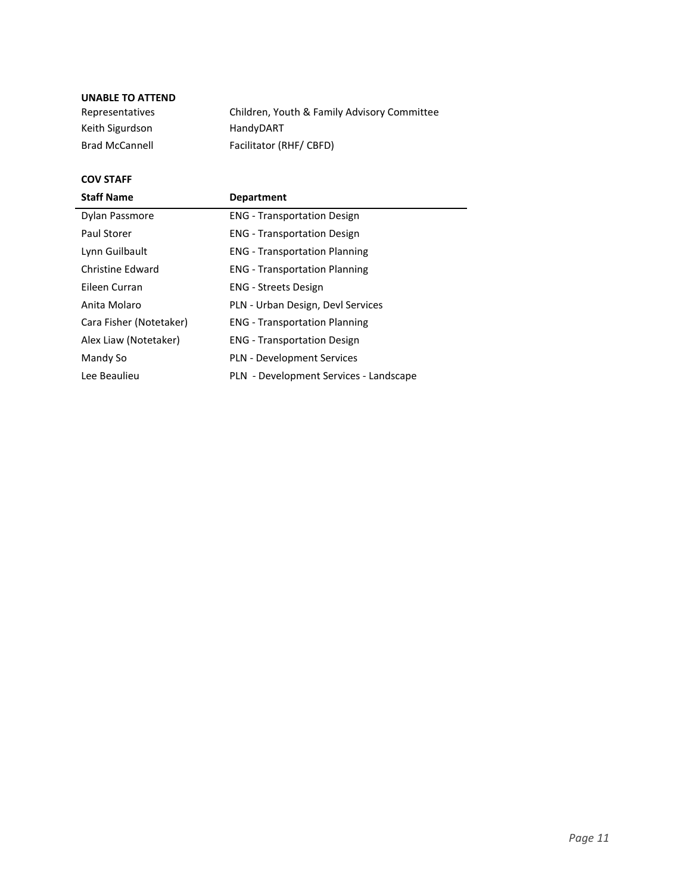**UNABLE TO ATTEND**

| | |
|---|---|
| Representatives | Children, Youth & Family Advisory Committee |
| Keith Sigurdson | HandyDART |
| Brad McCannell | Facilitator (RHF/ CBFD) |

**COV STAFF**

| Staff Name | Department |
|---|---|
| Dylan Passmore | ENG - Transportation Design |
| Paul Storer | ENG - Transportation Design |
| Lynn Guilbault | ENG - Transportation Planning |
| Christine Edward | ENG - Transportation Planning |
| Eileen Curran | ENG - Streets Design |
| Anita Molaro | PLN - Urban Design, Devl Services |
| Cara Fisher (Notetaker) | ENG - Transportation Planning |
| Alex Liaw (Notetaker) | ENG - Transportation Design |
| Mandy So | PLN - Development Services |
| Lee Beaulieu | PLN - Development Services - Landscape |